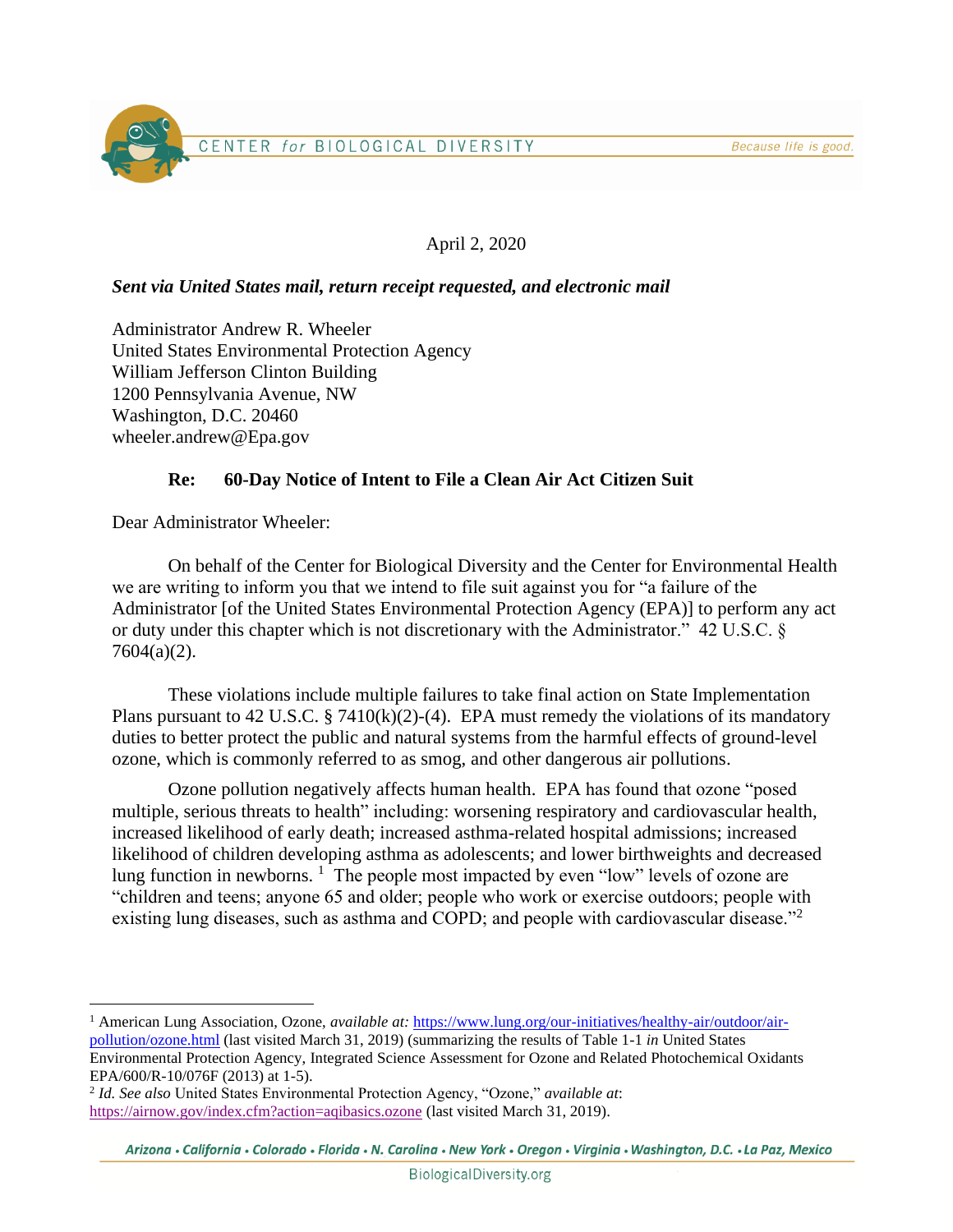CENTER *for* BIOLOGICAL DIVERSITY — *Because life is good.*

April 2, 2020

***Sent via United States mail, return receipt requested, and electronic mail***

Administrator Andrew R. Wheeler
United States Environmental Protection Agency
William Jefferson Clinton Building
1200 Pennsylvania Avenue, NW
Washington, D.C. 20460
wheeler.andrew@Epa.gov

**Re: 60-Day Notice of Intent to File a Clean Air Act Citizen Suit**

Dear Administrator Wheeler:

On behalf of the Center for Biological Diversity and the Center for Environmental Health we are writing to inform you that we intend to file suit against you for "a failure of the Administrator [of the United States Environmental Protection Agency (EPA)] to perform any act or duty under this chapter which is not discretionary with the Administrator." 42 U.S.C. § 7604(a)(2).

These violations include multiple failures to take final action on State Implementation Plans pursuant to 42 U.S.C. § 7410(k)(2)-(4). EPA must remedy the violations of its mandatory duties to better protect the public and natural systems from the harmful effects of ground-level ozone, which is commonly referred to as smog, and other dangerous air pollutions.

Ozone pollution negatively affects human health. EPA has found that ozone "posed multiple, serious threats to health" including: worsening respiratory and cardiovascular health, increased likelihood of early death; increased asthma-related hospital admissions; increased likelihood of children developing asthma as adolescents; and lower birthweights and decreased lung function in newborns. [1] The people most impacted by even "low" levels of ozone are "children and teens; anyone 65 and older; people who work or exercise outdoors; people with existing lung diseases, such as asthma and COPD; and people with cardiovascular disease."[2]

---

[1] American Lung Association, Ozone, *available at:* https://www.lung.org/our-initiatives/healthy-air/outdoor/air-pollution/ozone.html (last visited March 31, 2019) (summarizing the results of Table 1-1 *in* United States Environmental Protection Agency, Integrated Science Assessment for Ozone and Related Photochemical Oxidants EPA/600/R-10/076F (2013) at 1-5).

[2] *Id. See also* United States Environmental Protection Agency, "Ozone," *available at*: https://airnow.gov/index.cfm?action=aqibasics.ozone (last visited March 31, 2019).

Arizona • California • Colorado • Florida • N. Carolina • New York • Oregon • Virginia • Washington, D.C. • La Paz, Mexico

BiologicalDiversity.org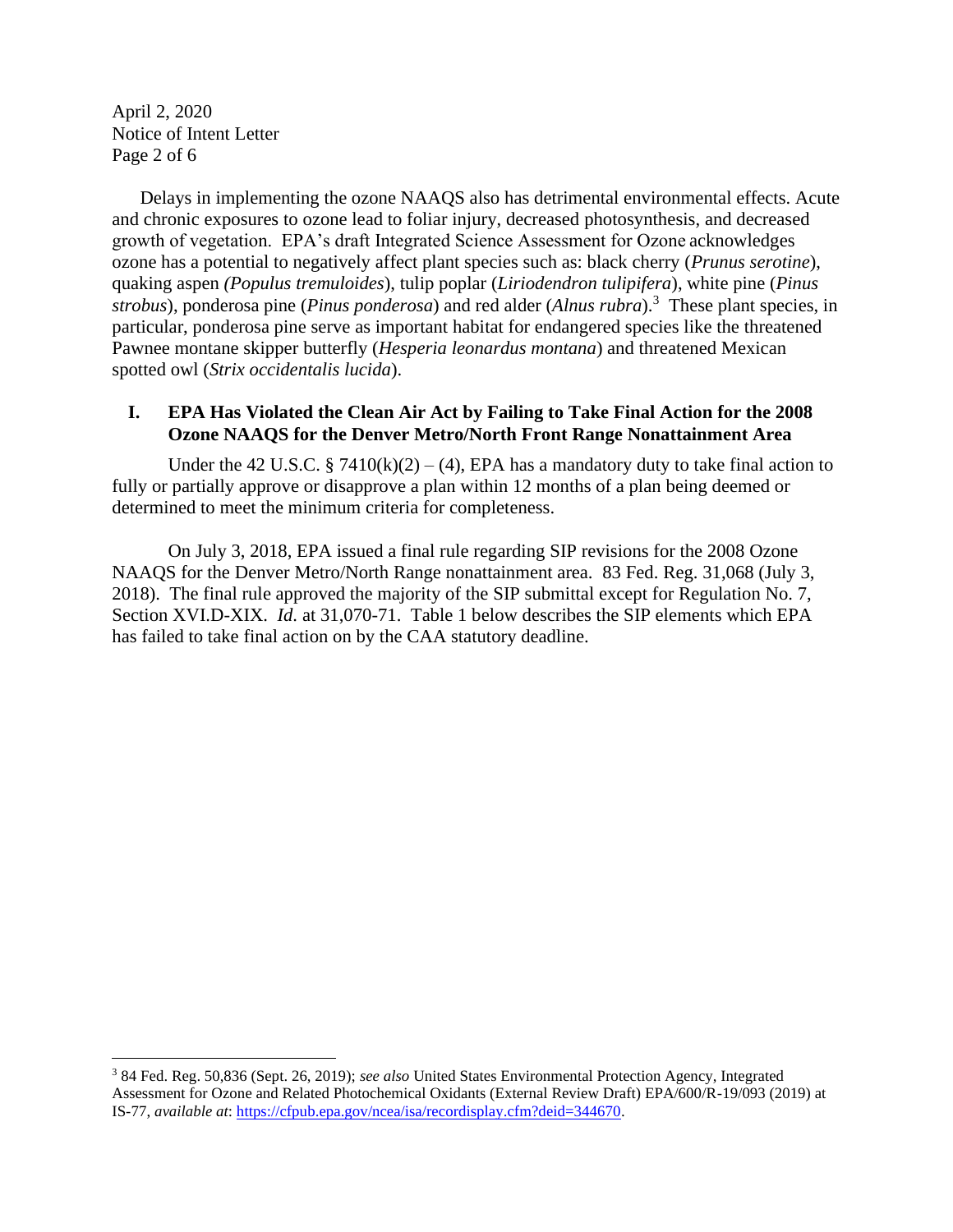Delays in implementing the ozone NAAQS also has detrimental environmental effects. Acute and chronic exposures to ozone lead to foliar injury, decreased photosynthesis, and decreased growth of vegetation. EPA's draft Integrated Science Assessment for Ozone acknowledges ozone has a potential to negatively affect plant species such as: black cherry (*Prunus serotine*), quaking aspen *(Populus tremuloides*), tulip poplar (*Liriodendron tulipifera*), white pine (*Pinus strobus*), ponderosa pine (*Pinus ponderosa*) and red alder (*Alnus rubra*).[3] These plant species, in particular, ponderosa pine serve as important habitat for endangered species like the threatened Pawnee montane skipper butterfly (*Hesperia leonardus montana*) and threatened Mexican spotted owl (*Strix occidentalis lucida*).

## I. EPA Has Violated the Clean Air Act by Failing to Take Final Action for the 2008 Ozone NAAQS for the Denver Metro/North Front Range Nonattainment Area

Under the 42 U.S.C. § 7410(k)(2) – (4), EPA has a mandatory duty to take final action to fully or partially approve or disapprove a plan within 12 months of a plan being deemed or determined to meet the minimum criteria for completeness.

On July 3, 2018, EPA issued a final rule regarding SIP revisions for the 2008 Ozone NAAQS for the Denver Metro/North Range nonattainment area. 83 Fed. Reg. 31,068 (July 3, 2018). The final rule approved the majority of the SIP submittal except for Regulation No. 7, Section XVI.D-XIX. *Id*. at 31,070-71. Table 1 below describes the SIP elements which EPA has failed to take final action on by the CAA statutory deadline.

---

[3] 84 Fed. Reg. 50,836 (Sept. 26, 2019); *see also* United States Environmental Protection Agency, Integrated Assessment for Ozone and Related Photochemical Oxidants (External Review Draft) EPA/600/R-19/093 (2019) at IS-77, *available at*: [https://cfpub.epa.gov/ncea/isa/recordisplay.cfm?deid=344670](https://cfpub.epa.gov/ncea/isa/recordisplay.cfm?deid=344670).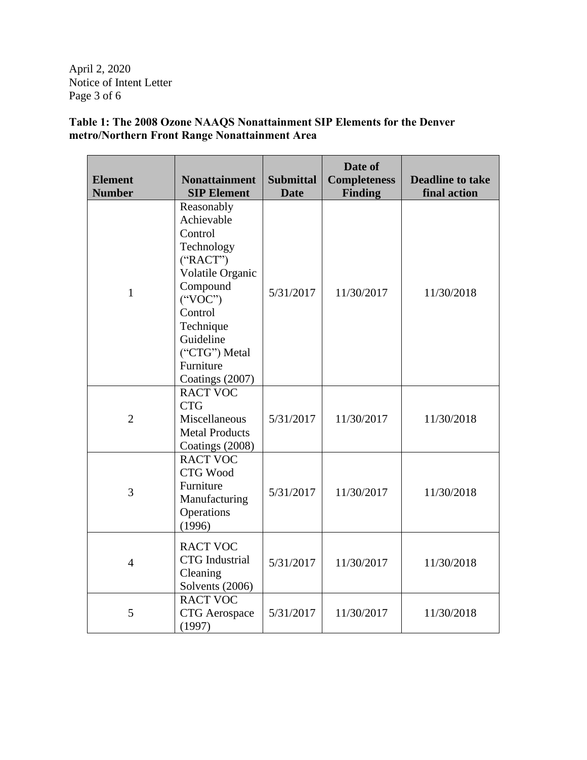**Table 1: The 2008 Ozone NAAQS Nonattainment SIP Elements for the Denver metro/Northern Front Range Nonattainment Area**

| Element Number | Nonattainment SIP Element | Submittal Date | Date of Completeness Finding | Deadline to take final action |
|---|---|---|---|---|
| 1 | Reasonably Achievable Control Technology ("RACT") Volatile Organic Compound ("VOC") Control Technique Guideline ("CTG") Metal Furniture Coatings (2007) | 5/31/2017 | 11/30/2017 | 11/30/2018 |
| 2 | RACT VOC CTG Miscellaneous Metal Products Coatings (2008) | 5/31/2017 | 11/30/2017 | 11/30/2018 |
| 3 | RACT VOC CTG Wood Furniture Manufacturing Operations (1996) | 5/31/2017 | 11/30/2017 | 11/30/2018 |
| 4 | RACT VOC CTG Industrial Cleaning Solvents (2006) | 5/31/2017 | 11/30/2017 | 11/30/2018 |
| 5 | RACT VOC CTG Aerospace (1997) | 5/31/2017 | 11/30/2017 | 11/30/2018 |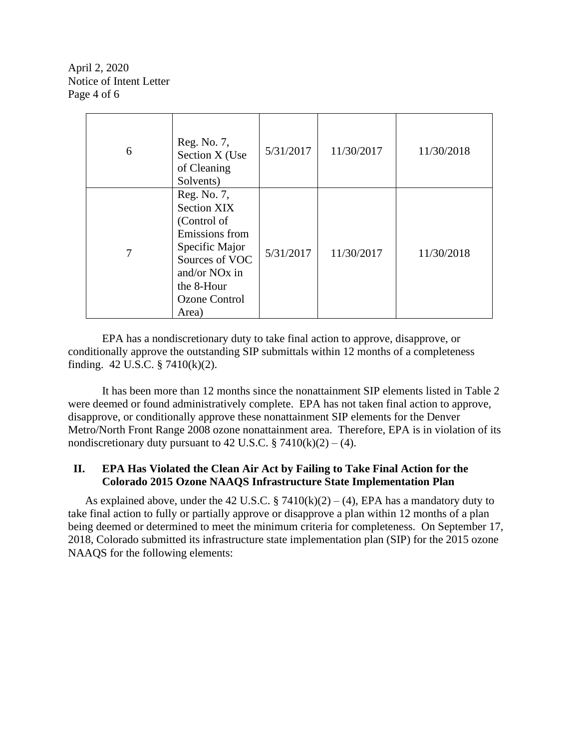| | | | | |
|---|---|---|---|---|
| 6 | Reg. No. 7, Section X (Use of Cleaning Solvents) | 5/31/2017 | 11/30/2017 | 11/30/2018 |
| 7 | Reg. No. 7, Section XIX (Control of Emissions from Specific Major Sources of VOC and/or NOx in the 8-Hour Ozone Control Area) | 5/31/2017 | 11/30/2017 | 11/30/2018 |

EPA has a nondiscretionary duty to take final action to approve, disapprove, or conditionally approve the outstanding SIP submittals within 12 months of a completeness finding. 42 U.S.C. § 7410(k)(2).

It has been more than 12 months since the nonattainment SIP elements listed in Table 2 were deemed or found administratively complete. EPA has not taken final action to approve, disapprove, or conditionally approve these nonattainment SIP elements for the Denver Metro/North Front Range 2008 ozone nonattainment area. Therefore, EPA is in violation of its nondiscretionary duty pursuant to 42 U.S.C. § 7410(k)(2) – (4).

## II. EPA Has Violated the Clean Air Act by Failing to Take Final Action for the Colorado 2015 Ozone NAAQS Infrastructure State Implementation Plan

As explained above, under the 42 U.S.C. § 7410(k)(2) – (4), EPA has a mandatory duty to take final action to fully or partially approve or disapprove a plan within 12 months of a plan being deemed or determined to meet the minimum criteria for completeness. On September 17, 2018, Colorado submitted its infrastructure state implementation plan (SIP) for the 2015 ozone NAAQS for the following elements: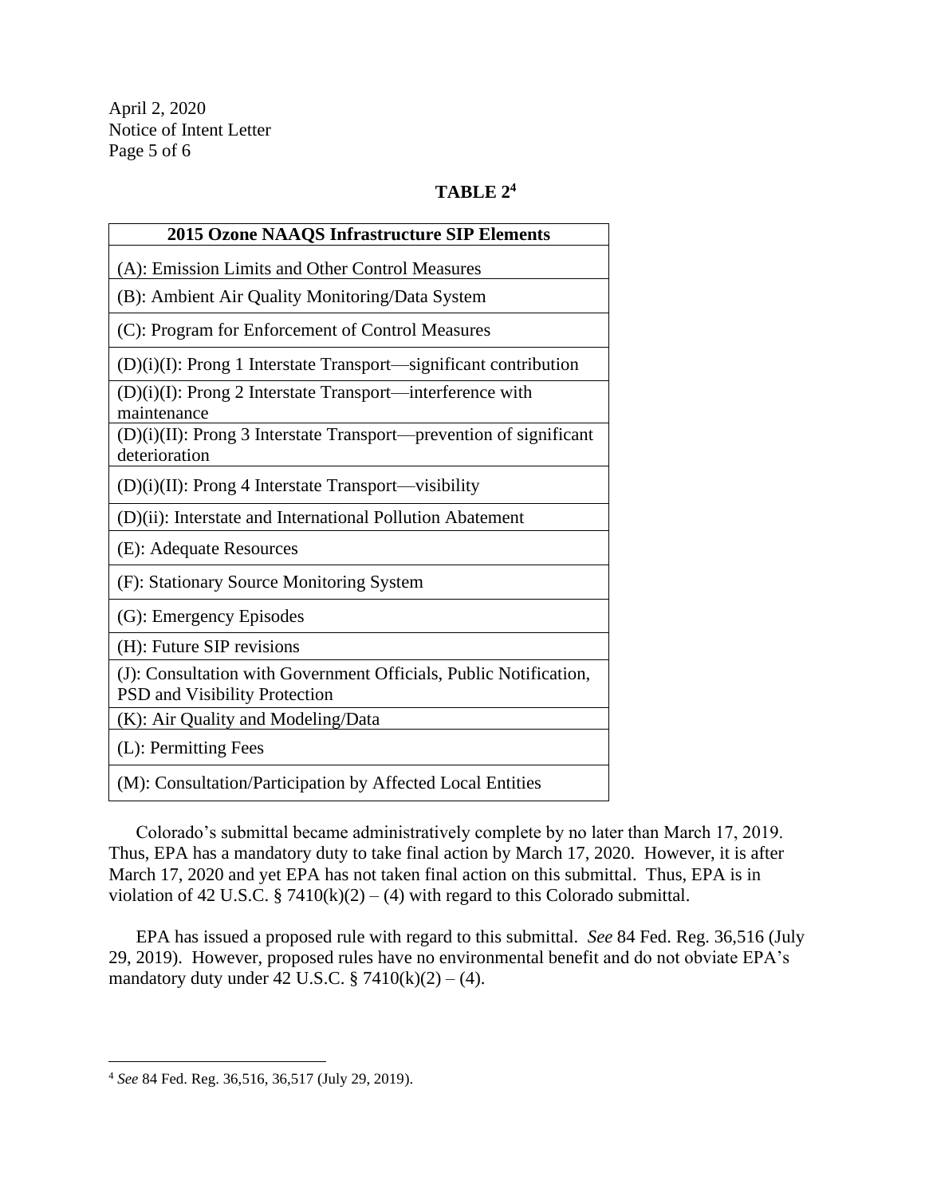**TABLE 2**[4]

| 2015 Ozone NAAQS Infrastructure SIP Elements |
|---|
| (A): Emission Limits and Other Control Measures |
| (B): Ambient Air Quality Monitoring/Data System |
| (C): Program for Enforcement of Control Measures |
| (D)(i)(I): Prong 1 Interstate Transport—significant contribution |
| (D)(i)(I): Prong 2 Interstate Transport—interference with maintenance |
| (D)(i)(II): Prong 3 Interstate Transport—prevention of significant deterioration |
| (D)(i)(II): Prong 4 Interstate Transport—visibility |
| (D)(ii): Interstate and International Pollution Abatement |
| (E): Adequate Resources |
| (F): Stationary Source Monitoring System |
| (G): Emergency Episodes |
| (H): Future SIP revisions |
| (J): Consultation with Government Officials, Public Notification, PSD and Visibility Protection |
| (K): Air Quality and Modeling/Data |
| (L): Permitting Fees |
| (M): Consultation/Participation by Affected Local Entities |

Colorado's submittal became administratively complete by no later than March 17, 2019. Thus, EPA has a mandatory duty to take final action by March 17, 2020. However, it is after March 17, 2020 and yet EPA has not taken final action on this submittal. Thus, EPA is in violation of 42 U.S.C. § 7410(k)(2) – (4) with regard to this Colorado submittal.

EPA has issued a proposed rule with regard to this submittal. *See* 84 Fed. Reg. 36,516 (July 29, 2019). However, proposed rules have no environmental benefit and do not obviate EPA's mandatory duty under 42 U.S.C. § 7410(k)(2) – (4).

[4] *See* 84 Fed. Reg. 36,516, 36,517 (July 29, 2019).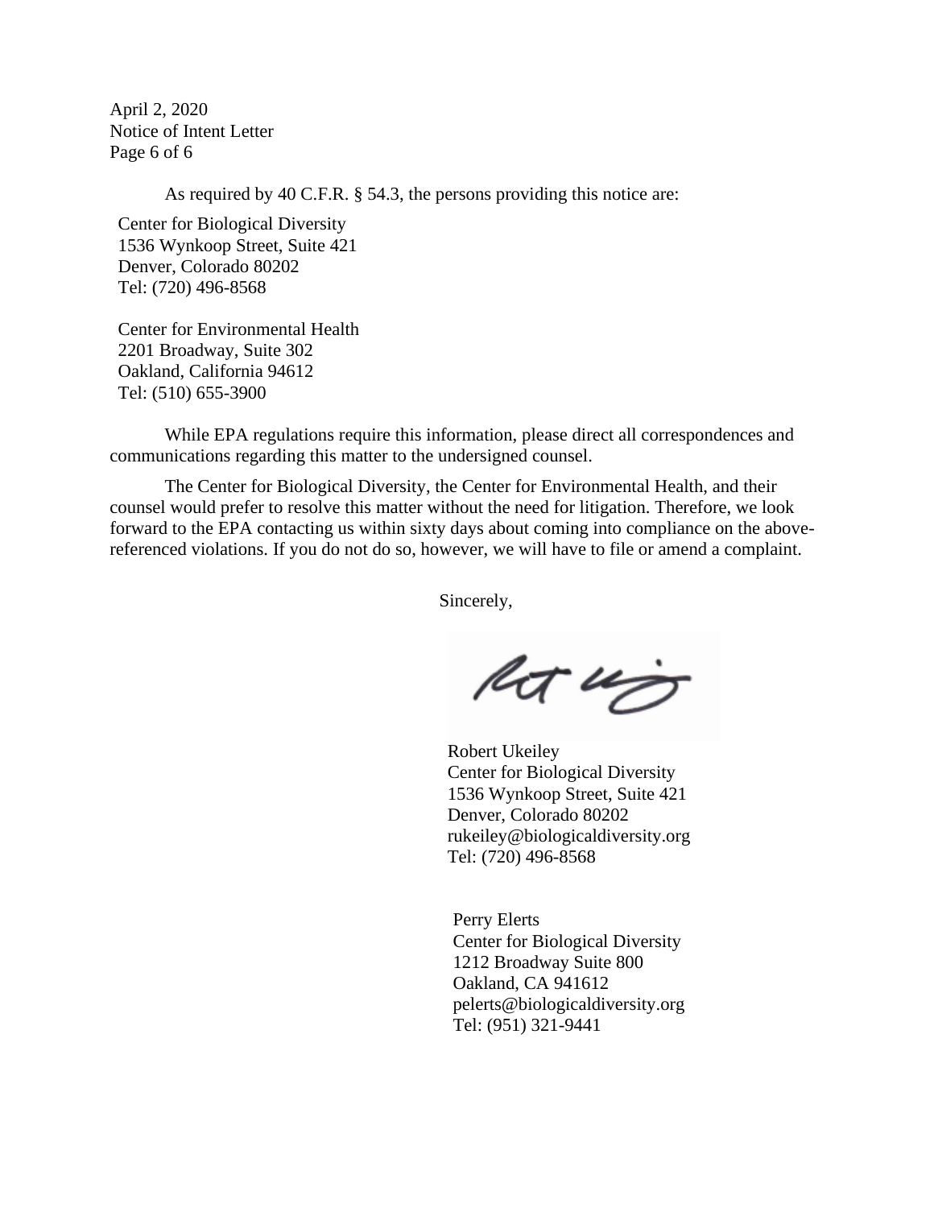As required by 40 C.F.R. § 54.3, the persons providing this notice are:

Center for Biological Diversity
1536 Wynkoop Street, Suite 421
Denver, Colorado 80202
Tel: (720) 496-8568

Center for Environmental Health
2201 Broadway, Suite 302
Oakland, California 94612
Tel: (510) 655-3900

While EPA regulations require this information, please direct all correspondences and communications regarding this matter to the undersigned counsel.

The Center for Biological Diversity, the Center for Environmental Health, and their counsel would prefer to resolve this matter without the need for litigation. Therefore, we look forward to the EPA contacting us within sixty days about coming into compliance on the above-referenced violations. If you do not do so, however, we will have to file or amend a complaint.

Sincerely,

Robert Ukeiley
Center for Biological Diversity
1536 Wynkoop Street, Suite 421
Denver, Colorado 80202
rukeiley@biologicaldiversity.org
Tel: (720) 496-8568

Perry Elerts
Center for Biological Diversity
1212 Broadway Suite 800
Oakland, CA 941612
pelerts@biologicaldiversity.org
Tel: (951) 321-9441